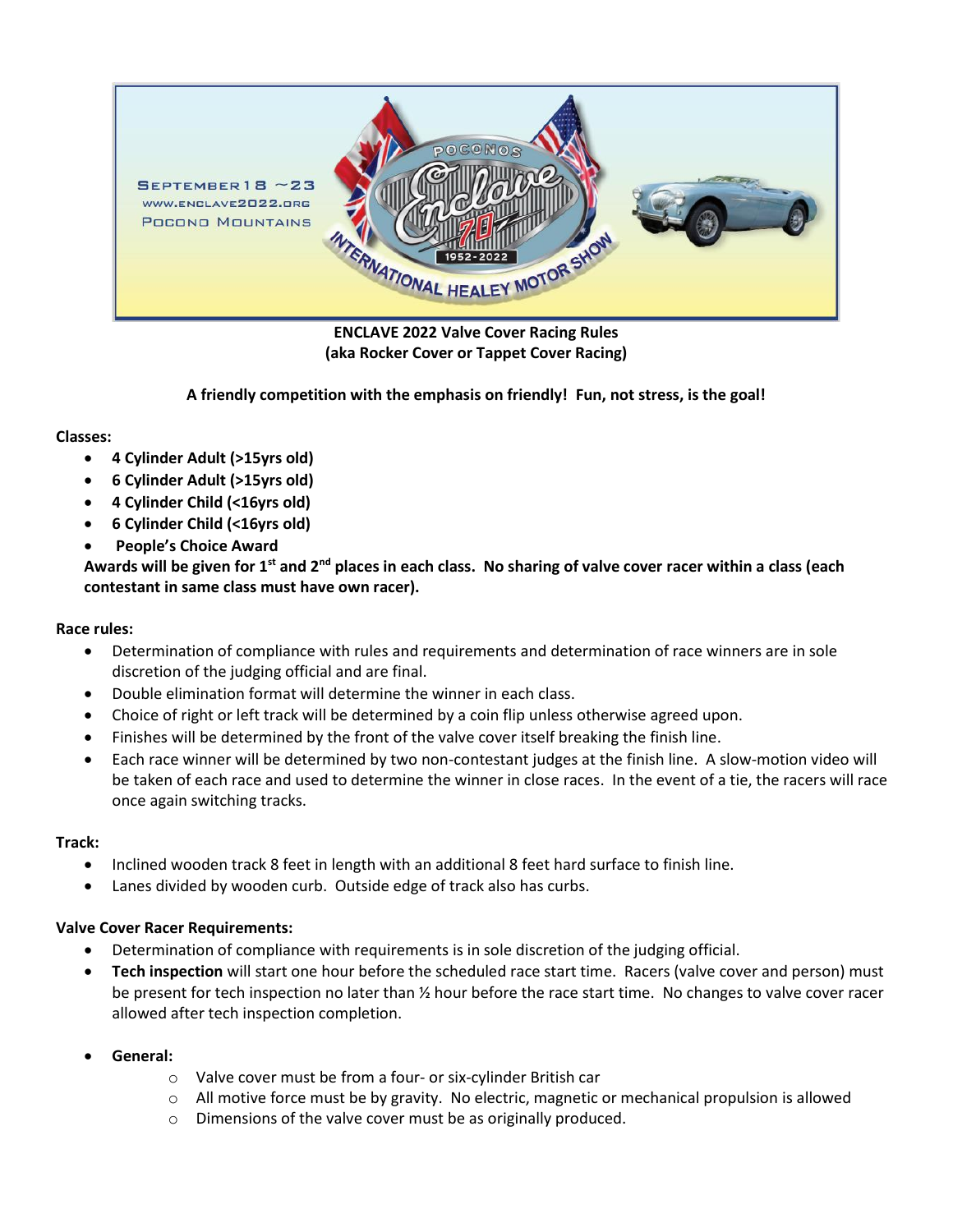SEPTEMBER 18 ~ 23
WWW.ENCLAVE2022.ORG
POCONO MOUNTAINS

POCONOS Enclave 70 1952-2022 INTERNATIONAL HEALEY MOTOR SHOW

**ENCLAVE 2022 Valve Cover Racing Rules**
**(aka Rocker Cover or Tappet Cover Racing)**

**A friendly competition with the emphasis on friendly! Fun, not stress, is the goal!**

**Classes:**

- **4 Cylinder Adult (>15yrs old)**
- **6 Cylinder Adult (>15yrs old)**
- **4 Cylinder Child (<16yrs old)**
- **6 Cylinder Child (<16yrs old)**
- **People's Choice Award**

**Awards will be given for 1st and 2nd places in each class. No sharing of valve cover racer within a class (each contestant in same class must have own racer).**

**Race rules:**

- Determination of compliance with rules and requirements and determination of race winners are in sole discretion of the judging official and are final.
- Double elimination format will determine the winner in each class.
- Choice of right or left track will be determined by a coin flip unless otherwise agreed upon.
- Finishes will be determined by the front of the valve cover itself breaking the finish line.
- Each race winner will be determined by two non-contestant judges at the finish line. A slow-motion video will be taken of each race and used to determine the winner in close races. In the event of a tie, the racers will race once again switching tracks.

**Track:**

- Inclined wooden track 8 feet in length with an additional 8 feet hard surface to finish line.
- Lanes divided by wooden curb. Outside edge of track also has curbs.

**Valve Cover Racer Requirements:**

- Determination of compliance with requirements is in sole discretion of the judging official.
- **Tech inspection** will start one hour before the scheduled race start time. Racers (valve cover and person) must be present for tech inspection no later than ½ hour before the race start time. No changes to valve cover racer allowed after tech inspection completion.
- **General:**
  - Valve cover must be from a four- or six-cylinder British car
  - All motive force must be by gravity. No electric, magnetic or mechanical propulsion is allowed
  - Dimensions of the valve cover must be as originally produced.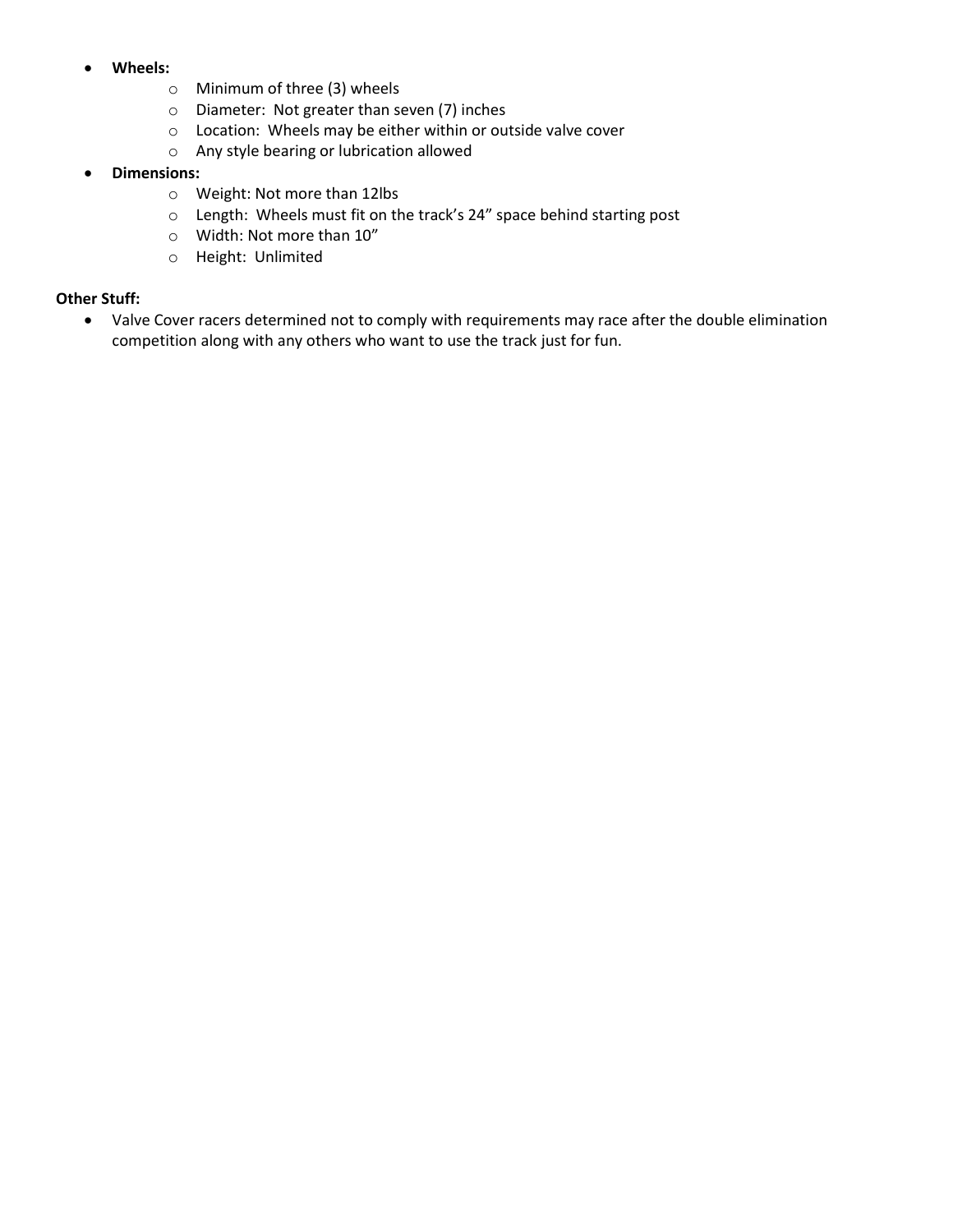- **Wheels:**
  - Minimum of three (3) wheels
  - Diameter: Not greater than seven (7) inches
  - Location: Wheels may be either within or outside valve cover
  - Any style bearing or lubrication allowed
- **Dimensions:**
  - Weight: Not more than 12lbs
  - Length: Wheels must fit on the track's 24" space behind starting post
  - Width: Not more than 10"
  - Height: Unlimited

**Other Stuff:**

- Valve Cover racers determined not to comply with requirements may race after the double elimination competition along with any others who want to use the track just for fun.